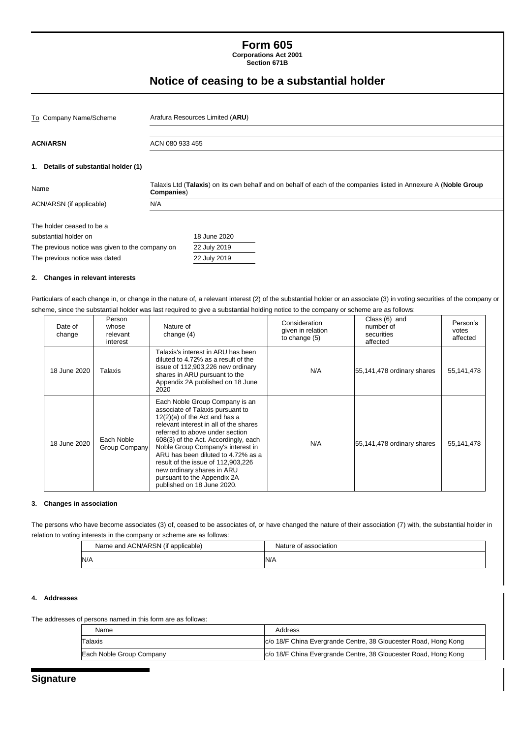# Form 605

**Corporations Act 2001**
**Section 671B**

## Notice of ceasing to be a substantial holder

| | |
|---|---|
| To Company Name/Scheme | Arafura Resources Limited (**ARU**) |
| **ACN/ARSN** | ACN 080 933 455 |

### 1. Details of substantial holder (1)

| | |
|---|---|
| Name | Talaxis Ltd (**Talaxis**) on its own behalf and on behalf of each of the companies listed in Annexure A (**Noble Group Companies**) |
| ACN/ARSN (if applicable) | N/A |

| | |
|---|---|
| The holder ceased to be a substantial holder on | 18 June 2020 |
| The previous notice was given to the company on | 22 July 2019 |
| The previous notice was dated | 22 July 2019 |

### 2. Changes in relevant interests

Particulars of each change in, or change in the nature of, a relevant interest (2) of the substantial holder or an associate (3) in voting securities of the company or scheme, since the substantial holder was last required to give a substantial holding notice to the company or scheme are as follows:

| Date of change | Person whose relevant interest | Nature of change (4) | Consideration given in relation to change (5) | Class (6) and number of securities affected | Person's votes affected |
|---|---|---|---|---|---|
| 18 June 2020 | Talaxis | Talaxis's interest in ARU has been diluted to 4.72% as a result of the issue of 112,903,226 new ordinary shares in ARU pursuant to the Appendix 2A published on 18 June 2020 | N/A | 55,141,478 ordinary shares | 55,141,478 |
| 18 June 2020 | Each Noble Group Company | Each Noble Group Company is an associate of Talaxis pursuant to 12(2)(a) of the Act and has a relevant interest in all of the shares referred to above under section 608(3) of the Act. Accordingly, each Noble Group Company's interest in ARU has been diluted to 4.72% as a result of the issue of 112,903,226 new ordinary shares in ARU pursuant to the Appendix 2A published on 18 June 2020. | N/A | 55,141,478 ordinary shares | 55,141,478 |

### 3. Changes in association

The persons who have become associates (3) of, ceased to be associates of, or have changed the nature of their association (7) with, the substantial holder in relation to voting interests in the company or scheme are as follows:

| Name and ACN/ARSN (if applicable) | Nature of association |
|---|---|
| N/A | N/A |

### 4. Addresses

The addresses of persons named in this form are as follows:

| Name | Address |
|---|---|
| Talaxis | c/o 18/F China Evergrande Centre, 38 Gloucester Road, Hong Kong |
| Each Noble Group Company | c/o 18/F China Evergrande Centre, 38 Gloucester Road, Hong Kong |

## Signature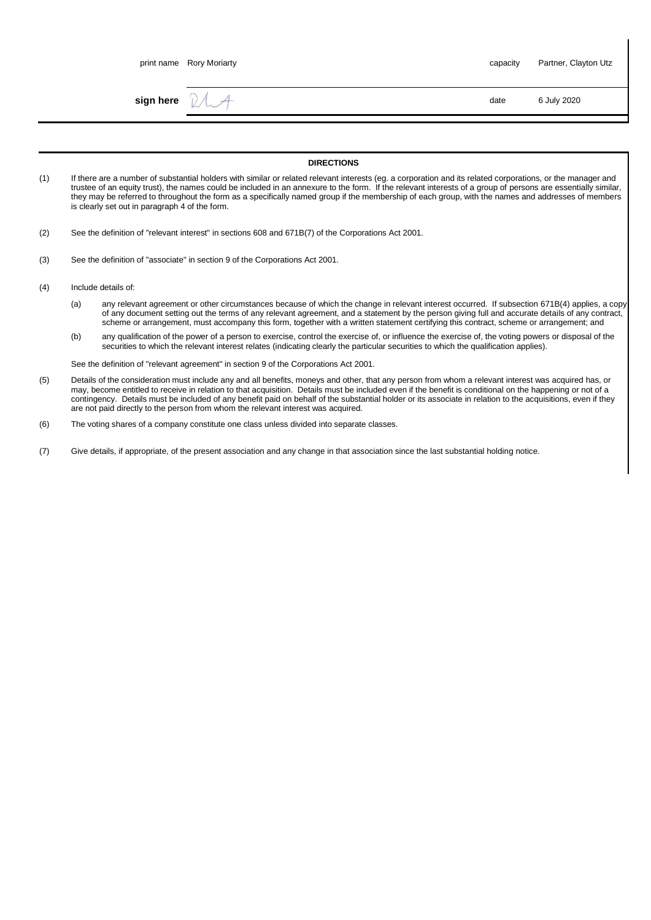| print name | Rory Moriarty | capacity | Partner, Clayton Utz |
|---|---|---|---|
| **sign here** | | date | 6 July 2020 |

**DIRECTIONS**

(1) If there are a number of substantial holders with similar or related relevant interests (eg. a corporation and its related corporations, or the manager and trustee of an equity trust), the names could be included in an annexure to the form. If the relevant interests of a group of persons are essentially similar, they may be referred to throughout the form as a specifically named group if the membership of each group, with the names and addresses of members is clearly set out in paragraph 4 of the form.

(2) See the definition of "relevant interest" in sections 608 and 671B(7) of the Corporations Act 2001.

(3) See the definition of "associate" in section 9 of the Corporations Act 2001.

(4) Include details of:

(a) any relevant agreement or other circumstances because of which the change in relevant interest occurred. If subsection 671B(4) applies, a copy of any document setting out the terms of any relevant agreement, and a statement by the person giving full and accurate details of any contract, scheme or arrangement, must accompany this form, together with a written statement certifying this contract, scheme or arrangement; and

(b) any qualification of the power of a person to exercise, control the exercise of, or influence the exercise of, the voting powers or disposal of the securities to which the relevant interest relates (indicating clearly the particular securities to which the qualification applies).

See the definition of "relevant agreement" in section 9 of the Corporations Act 2001.

(5) Details of the consideration must include any and all benefits, moneys and other, that any person from whom a relevant interest was acquired has, or may, become entitled to receive in relation to that acquisition. Details must be included even if the benefit is conditional on the happening or not of a contingency. Details must be included of any benefit paid on behalf of the substantial holder or its associate in relation to the acquisitions, even if they are not paid directly to the person from whom the relevant interest was acquired.

(6) The voting shares of a company constitute one class unless divided into separate classes.

(7) Give details, if appropriate, of the present association and any change in that association since the last substantial holding notice.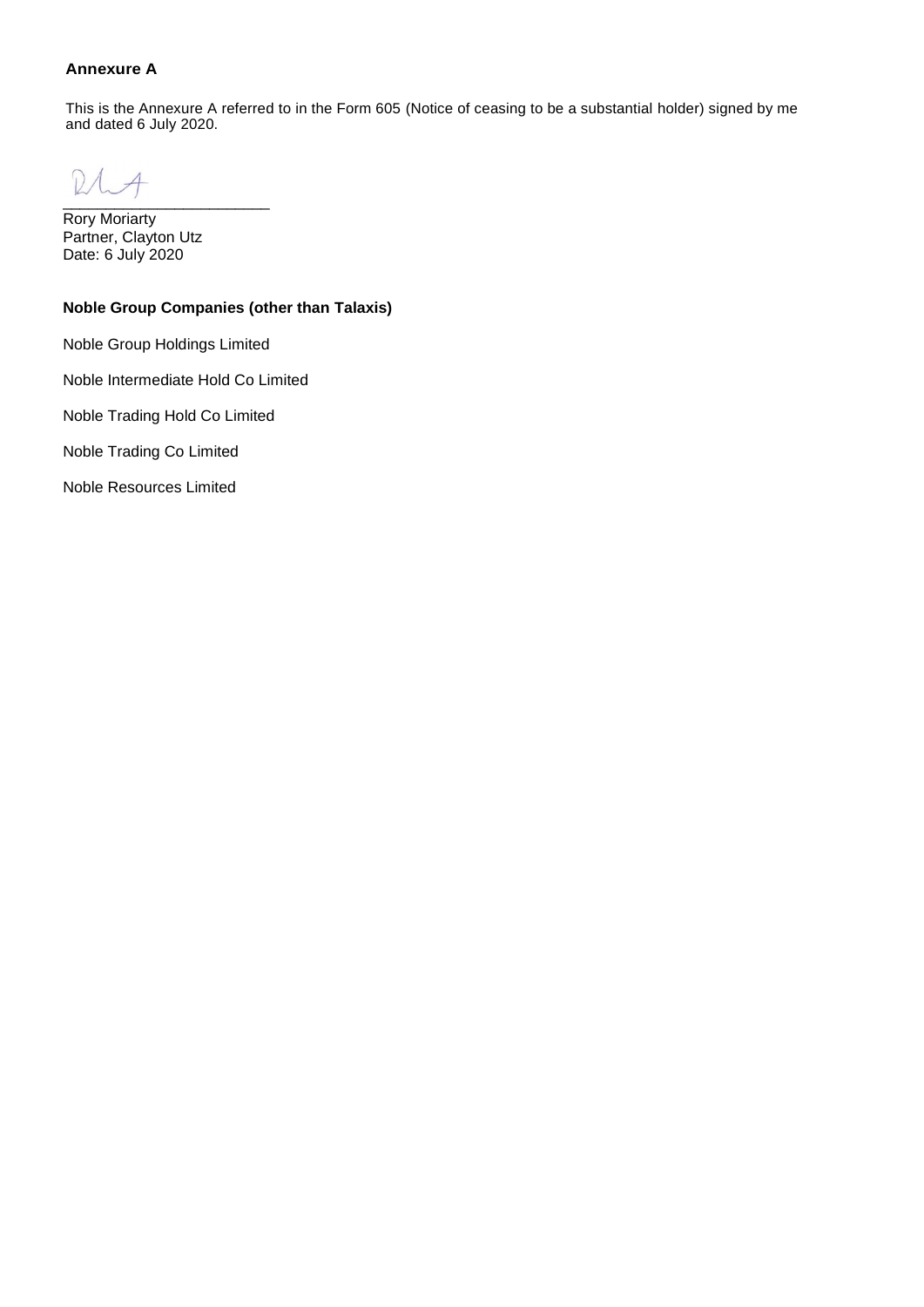**Annexure A**

This is the Annexure A referred to in the Form 605 (Notice of ceasing to be a substantial holder) signed by me and dated 6 July 2020.

_______________________

Rory Moriarty
Partner, Clayton Utz
Date: 6 July 2020

**Noble Group Companies (other than Talaxis)**

Noble Group Holdings Limited

Noble Intermediate Hold Co Limited

Noble Trading Hold Co Limited

Noble Trading Co Limited

Noble Resources Limited